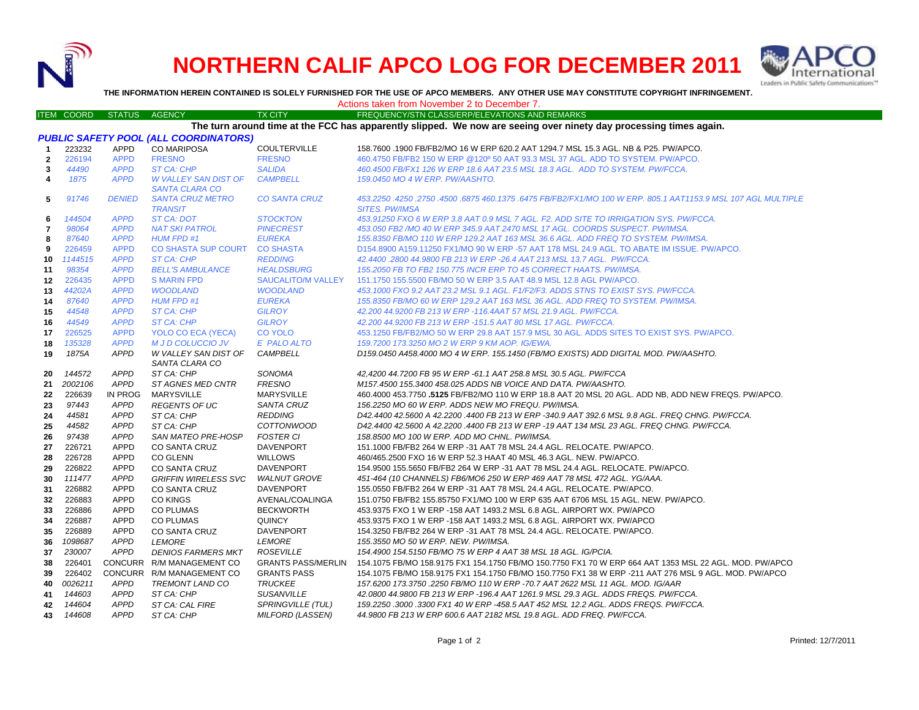# NORTHERN CALIF APCO LOG FOR DECEMBER 2011

**THE INFORMATION HEREIN CONTAINED IS SOLELY FURNISHED FOR THE USE OF APCO MEMBERS. ANY OTHER USE MAY CONSTITUTE COPYRIGHT INFRINGEMENT.**

Actions taken from November 2 to December 7.

| ITEM | COORD | STATUS | AGENCY | TX CITY | FREQUENCY/STN CLASS/ERP/ELEVATIONS AND REMARKS |
|---|---|---|---|---|---|
| | | | | | **The turn around time at the FCC has apparently slipped. We now are seeing over ninety day processing times again.** |
| | | | ***PUBLIC SAFETY POOL (ALL COORDINATORS)*** | | |
| 1 | 223232 | APPD | CO MARIPOSA | COULTERVILLE | 158.7600 .1900 FB/FB2/MO 16 W ERP 620.2 AAT 1294.7 MSL 15.3 AGL. NB & P25. PW/APCO. |
| 2 | 226194 | APPD | FRESNO | FRESNO | 460.4750 FB/FB2 150 W ERP @120º 50 AAT 93.3 MSL 37 AGL. ADD TO SYSTEM. PW/APCO. |
| 3 | *44490* | *APPD* | *ST CA: CHP* | *SALIDA* | *460.4500 FB/FX1 126 W ERP 18.6 AAT 23.5 MSL 18.3 AGL. ADD TO SYSTEM. PW/FCCA.* |
| 4 | *1875* | *APPD* | *W VALLEY SAN DIST OF SANTA CLARA CO* | *CAMPBELL* | *159.0450 MO 4 W ERP. PW/AASHTO.* |
| 5 | *91746* | *DENIED* | *SANTA CRUZ METRO TRANSIT* | *CO SANTA CRUZ* | *453.2250 .4250 .2750 .4500 .6875 460.1375 .6475 FB/FB2/FX1/MO 100 W ERP. 805.1 AAT1153.9 MSL 107 AGL MULTIPLE SITES. PW/IMSA* |
| 6 | *144504* | *APPD* | *ST CA: DOT* | *STOCKTON* | *453.91250 FXO 6 W ERP 3.8 AAT 0.9 MSL 7 AGL. F2. ADD SITE TO IRRIGATION SYS. PW/FCCA.* |
| 7 | *98064* | *APPD* | *NAT SKI PATROL* | *PINECREST* | *453.050 FB2 /MO 40 W ERP 345.9 AAT 2470 MSL 17 AGL. COORDS SUSPECT. PW/IMSA.* |
| 8 | *87640* | *APPD* | *HUM FPD #1* | *EUREKA* | *155.8350 FB/MO 110 W ERP 129.2 AAT 163 MSL 36.6 AGL. ADD FREQ TO SYSTEM. PW/IMSA.* |
| 9 | 226459 | APPD | CO SHASTA SUP COURT | CO SHASTA | D154.8900 A159.11250 FX1/MO 90 W ERP -57 AAT 178 MSL 24.9 AGL. TO ABATE IM ISSUE. PW/APCO. |
| 10 | *1144515* | *APPD* | *ST CA: CHP* | *REDDING* | *42.4400 .2800 44.9800 FB 213 W ERP -26.4 AAT 213 MSL 13.7 AGL. PW/FCCA.* |
| 11 | *98354* | *APPD* | *BELL'S AMBULANCE* | *HEALDSBURG* | *155.2050 FB TO FB2 150.775 INCR ERP TO 45 CORRECT HAATS. PW/IMSA.* |
| 12 | 226435 | APPD | S MARIN FPD | SAUCALITO/M VALLEY | 151.1750 155.5500 FB/MO 50 W ERP 3.5 AAT 48.9 MSL 12.8 AGL PW/APCO. |
| 13 | *44202A* | *APPD* | *WOODLAND* | *WOODLAND* | *453.1000 FXO 9.2 AAT 23.2 MSL 9.1 AGL. F1/F2/F3. ADDS STNS TO EXIST SYS. PW/FCCA.* |
| 14 | *87640* | *APPD* | *HUM FPD #1* | *EUREKA* | *155.8350 FB/MO 60 W ERP 129.2 AAT 163 MSL 36 AGL. ADD FREQ TO SYSTEM. PW/IMSA.* |
| 15 | *44548* | *APPD* | *ST CA: CHP* | *GILROY* | *42.200 44.9200 FB 213 W ERP -116.4AAT 57 MSL 21.9 AGL. PW/FCCA.* |
| 16 | *44549* | *APPD* | *ST CA: CHP* | *GILROY* | *42.200 44.9200 FB 213 W ERP -151.5 AAT 80 MSL 17 AGL. PW/FCCA.* |
| 17 | 226525 | APPD | YOLO CO ECA (YECA) | CO YOLO | 453.1250 FB/FB2/MO 50 W ERP 29.8 AAT 157.9 MSL 30 AGL. ADDS SITES TO EXIST SYS. PW/APCO. |
| 18 | *135328* | *APPD* | *M J D COLUCCIO JV* | *E PALO ALTO* | *159.7200 173.3250 MO 2 W ERP 9 KM AOP. IG/EWA.* |
| 19 | *1875A* | *APPD* | *W VALLEY SAN DIST OF SANTA CLARA CO* | *CAMPBELL* | *D159.0450 A458.4000 MO 4 W ERP. 155.1450 (FB/MO EXISTS) ADD DIGITAL MOD. PW/AASHTO.* |
| 20 | *144572* | *APPD* | *ST CA: CHP* | *SONOMA* | *42,4200 44.7200 FB 95 W ERP -61.1 AAT 258.8 MSL 30.5 AGL. PW/FCCA* |
| 21 | *2002106* | *APPD* | *ST AGNES MED CNTR* | *FRESNO* | *M157.4500 155.3400 458.025 ADDS NB VOICE AND DATA. PW/AASHTO.* |
| 22 | 226639 | IN PROG | MARYSVILLE | MARYSVILLE | 460.4000 453.7750 **.5125** FB/FB2/MO 110 W ERP 18.8 AAT 20 MSL 20 AGL. ADD NB, ADD NEW FREQS. PW/APCO. |
| 23 | *97443* | *APPD* | *REGENTS OF UC* | *SANTA CRUZ* | *156.2250 MO 60 W ERP. ADDS NEW MO FREQU. PW/IMSA.* |
| 24 | *44581* | *APPD* | *ST CA: CHP* | *REDDING* | *D42.4400 42.5600 A 42.2200 .4400 FB 213 W ERP -340.9 AAT 392.6 MSL 9.8 AGL. FREQ CHNG. PW/FCCA.* |
| 25 | *44582* | *APPD* | *ST CA: CHP* | *COTTONWOOD* | *D42.4400 42.5600 A 42.2200 .4400 FB 213 W ERP -19 AAT 134 MSL 23 AGL. FREQ CHNG. PW/FCCA.* |
| 26 | *97438* | *APPD* | *SAN MATEO PRE-HOSP* | *FOSTER CI* | *158.8500 MO 100 W ERP. ADD MO CHNL. PW/IMSA.* |
| 27 | 226721 | APPD | CO SANTA CRUZ | DAVENPORT | 151.1000 FB/FB2 264 W ERP -31 AAT 78 MSL 24.4 AGL. RELOCATE. PW/APCO. |
| 28 | 226728 | APPD | CO GLENN | WILLOWS | 460/465.2500 FXO 16 W ERP 52.3 HAAT 40 MSL 46.3 AGL. NEW. PW/APCO. |
| 29 | 226822 | APPD | CO SANTA CRUZ | DAVENPORT | 154.9500 155.5650 FB/FB2 264 W ERP -31 AAT 78 MSL 24.4 AGL. RELOCATE. PW/APCO. |
| 30 | *111477* | *APPD* | *GRIFFIN WIRELESS SVC* | *WALNUT GROVE* | *451-464 (10 CHANNELS) FB6/MO6 250 W ERP 469 AAT 78 MSL 472 AGL. YG/AAA.* |
| 31 | 226882 | APPD | CO SANTA CRUZ | DAVENPORT | 155.0550 FB/FB2 264 W ERP -31 AAT 78 MSL 24.4 AGL. RELOCATE. PW/APCO. |
| 32 | 226883 | APPD | CO KINGS | AVENAL/COALINGA | 151.0750 FB/FB2 155.85750 FX1/MO 100 W ERP 635 AAT 6706 MSL 15 AGL. NEW. PW/APCO. |
| 33 | 226886 | APPD | CO PLUMAS | BECKWORTH | 453.9375 FXO 1 W ERP -158 AAT 1493.2 MSL 6.8 AGL. AIRPORT WX. PW/APCO |
| 34 | 226887 | APPD | CO PLUMAS | QUINCY | 453.9375 FXO 1 W ERP -158 AAT 1493.2 MSL 6.8 AGL. AIRPORT WX. PW/APCO |
| 35 | 226889 | APPD | CO SANTA CRUZ | DAVENPORT | 154.3250 FB/FB2 264 W ERP -31 AAT 78 MSL 24.4 AGL. RELOCATE. PW/APCO. |
| 36 | *1098687* | *APPD* | *LEMORE* | *LEMORE* | *155.3550 MO 50 W ERP. NEW. PW/IMSA.* |
| 37 | *230007* | *APPD* | *DENIOS FARMERS MKT* | *ROSEVILLE* | *154.4900 154.5150 FB/MO 75 W ERP 4 AAT 38 MSL 18 AGL. IG/PCIA.* |
| 38 | 226401 | CONCURR | R/M MANAGEMENT CO | GRANTS PASS/MERLIN | 154.1075 FB/MO 158.9175 FX1 154.1750 FB/MO 150.7750 FX1 70 W ERP 664 AAT 1353 MSL 22 AGL. MOD. PW/APCO |
| 39 | 226402 | CONCURR | R/M MANAGEMENT CO | GRANTS PASS | 154.1075 FB/MO 158.9175 FX1 154.1750 FB/MO 150.7750 FX1 38 W ERP -211 AAT 276 MSL 9 AGL. MOD. PW/APCO |
| 40 | *0026211* | *APPD* | *TREMONT LAND CO* | *TRUCKEE* | *157.6200 173.3750 .2250 FB/MO 110 W ERP -70.7 AAT 2622 MSL 11 AGL. MOD. IG/AAR* |
| 41 | *144603* | *APPD* | *ST CA: CHP* | *SUSANVILLE* | *42.0800 44.9800 FB 213 W ERP -196.4 AAT 1261.9 MSL 29.3 AGL. ADDS FREQS. PW/FCCA.* |
| 42 | *144604* | *APPD* | *ST CA: CAL FIRE* | *SPRINGVILLE (TUL)* | *159.2250 .3000 .3300 FX1 40 W ERP -458.5 AAT 452 MSL 12.2 AGL. ADDS FREQS. PW/FCCA.* |
| 43 | *144608* | *APPD* | *ST CA: CHP* | *MILFORD (LASSEN)* | *44.9800 FB 213 W ERP 600.6 AAT 2182 MSL 19.8 AGL. ADD FREQ. PW/FCCA.* |

Printed: 12/7/2011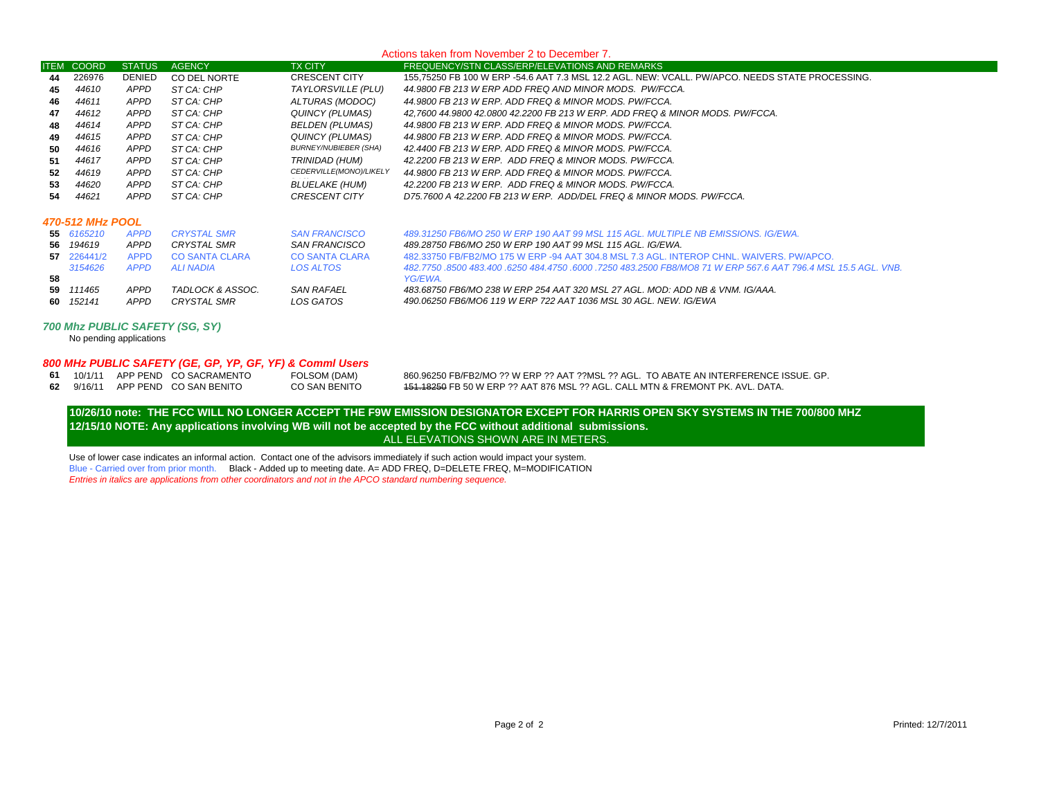Actions taken from November 2 to December 7.

| ITEM | COORD | STATUS | AGENCY | TX CITY | FREQUENCY/STN CLASS/ERP/ELEVATIONS AND REMARKS |
|---|---|---|---|---|---|
| 44 | 226976 | DENIED | CO DEL NORTE | CRESCENT CITY | 155,75250 FB 100 W ERP -54.6 AAT 7.3 MSL 12.2 AGL. NEW: VCALL. PW/APCO. NEEDS STATE PROCESSING. |
| 45 | *44610* | *APPD* | *ST CA: CHP* | *TAYLORSVILLE (PLU)* | *44.9800 FB 213 W ERP ADD FREQ AND MINOR MODS. PW/FCCA.* |
| 46 | *44611* | *APPD* | *ST CA: CHP* | *ALTURAS (MODOC)* | *44.9800 FB 213 W ERP. ADD FREQ & MINOR MODS. PW/FCCA.* |
| 47 | *44612* | *APPD* | *ST CA: CHP* | *QUINCY (PLUMAS)* | *42,7600 44.9800 42.0800 42.2200 FB 213 W ERP. ADD FREQ & MINOR MODS. PW/FCCA.* |
| 48 | *44614* | *APPD* | *ST CA: CHP* | *BELDEN (PLUMAS)* | *44.9800 FB 213 W ERP. ADD FREQ & MINOR MODS. PW/FCCA.* |
| 49 | *44615* | *APPD* | *ST CA: CHP* | *QUINCY (PLUMAS)* | *44.9800 FB 213 W ERP. ADD FREQ & MINOR MODS. PW/FCCA.* |
| 50 | *44616* | *APPD* | *ST CA: CHP* | *BURNEY/NUBIEBER (SHA)* | *42.4400 FB 213 W ERP. ADD FREQ & MINOR MODS. PW/FCCA.* |
| 51 | *44617* | *APPD* | *ST CA: CHP* | *TRINIDAD (HUM)* | *42.2200 FB 213 W ERP. ADD FREQ & MINOR MODS. PW/FCCA.* |
| 52 | *44619* | *APPD* | *ST CA: CHP* | *CEDERVILLE(MONO)/LIKELY* | *44.9800 FB 213 W ERP. ADD FREQ & MINOR MODS. PW/FCCA.* |
| 53 | *44620* | *APPD* | *ST CA: CHP* | *BLUELAKE (HUM)* | *42.2200 FB 213 W ERP. ADD FREQ & MINOR MODS. PW/FCCA.* |
| 54 | *44621* | *APPD* | *ST CA: CHP* | *CRESCENT CITY* | *D75.7600 A 42.2200 FB 213 W ERP. ADD/DEL FREQ & MINOR MODS. PW/FCCA.* |

### *470-512 MHz POOL*

| ITEM | COORD | STATUS | AGENCY | TX CITY | FREQUENCY/STN CLASS/ERP/ELEVATIONS AND REMARKS |
|---|---|---|---|---|---|
| 55 | *6165210* | *APPD* | *CRYSTAL SMR* | *SAN FRANCISCO* | *489.31250 FB6/MO 250 W ERP 190 AAT 99 MSL 115 AGL. MULTIPLE NB EMISSIONS. IG/EWA.* |
| 56 | *194619* | *APPD* | *CRYSTAL SMR* | *SAN FRANCISCO* | *489.28750 FB6/MO 250 W ERP 190 AAT 99 MSL 115 AGL. IG/EWA.* |
| 57 | 226441/2 | APPD | CO SANTA CLARA | CO SANTA CLARA | 482.33750 FB/FB2/MO 175 W ERP -94 AAT 304.8 MSL 7.3 AGL. INTEROP CHNL. WAIVERS. PW/APCO. |
| 58 | *3154626* | *APPD* | *ALI NADIA* | *LOS ALTOS* | *482.7750 .8500 483.400 .6250 484.4750 .6000 .7250 483.2500 FB8/MO8 71 W ERP 567.6 AAT 796.4 MSL 15.5 AGL. VNB. YG/EWA.* |
| 59 | *111465* | *APPD* | *TADLOCK & ASSOC.* | *SAN RAFAEL* | *483.68750 FB6/MO 238 W ERP 254 AAT 320 MSL 27 AGL. MOD: ADD NB & VNM. IG/AAA.* |
| 60 | *152141* | *APPD* | *CRYSTAL SMR* | *LOS GATOS* | *490.06250 FB6/MO6 119 W ERP 722 AAT 1036 MSL 30 AGL. NEW. IG/EWA* |

### *700 Mhz PUBLIC SAFETY (SG, SY)*

No pending applications

### *800 MHz PUBLIC SAFETY (GE, GP, YP, GF, YF) & Comml Users*

| ITEM | COORD | STATUS | AGENCY | TX CITY | FREQUENCY/STN CLASS/ERP/ELEVATIONS AND REMARKS |
|---|---|---|---|---|---|
| 61 | 10/1/11 | APP PEND | CO SACRAMENTO | FOLSOM (DAM) | 860.96250 FB/FB2/MO ?? W ERP ?? AAT ??MSL ?? AGL. TO ABATE AN INTERFERENCE ISSUE. GP. |
| 62 | 9/16/11 | APP PEND | CO SAN BENITO | CO SAN BENITO | ~~151.18250~~ FB 50 W ERP ?? AAT 876 MSL ?? AGL. CALL MTN & FREMONT PK. AVL. DATA. |

**10/26/10 note: THE FCC WILL NO LONGER ACCEPT THE F9W EMISSION DESIGNATOR EXCEPT FOR HARRIS OPEN SKY SYSTEMS IN THE 700/800 MHZ**
**12/15/10 NOTE: Any applications involving WB will not be accepted by the FCC without additional submissions.**
ALL ELEVATIONS SHOWN ARE IN METERS.

Use of lower case indicates an informal action. Contact one of the advisors immediately if such action would impact your system.
Blue - Carried over from prior month. Black - Added up to meeting date. A= ADD FREQ, D=DELETE FREQ, M=MODIFICATION
*Entries in italics are applications from other coordinators and not in the APCO standard numbering sequence.*

Printed: 12/7/2011